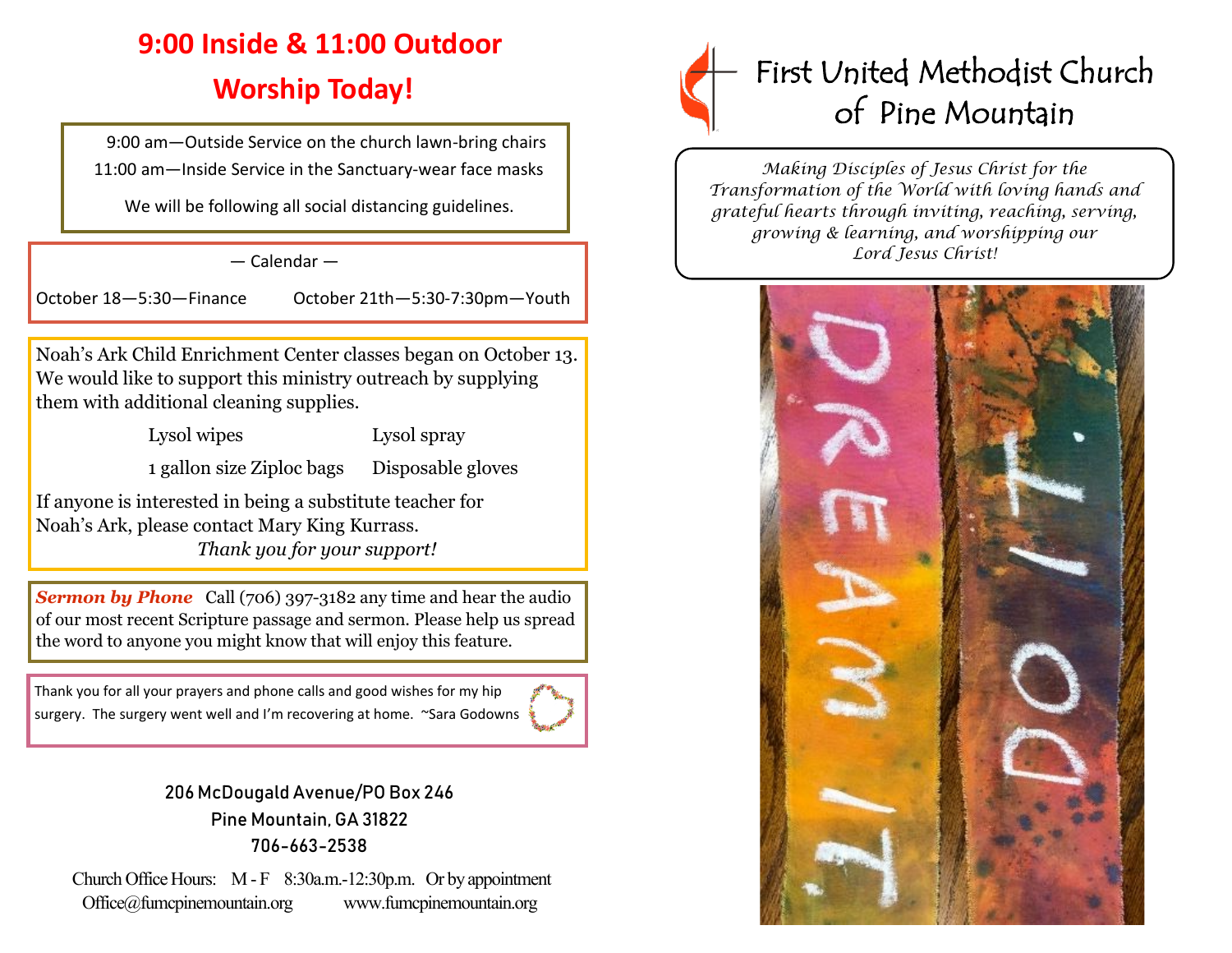# 9:00 Inside & 11:00 Outdoor Worship Today!

9:00 am—Outside Service on the church lawn-bring chairs
11:00 am—Inside Service in the Sanctuary-wear face masks

We will be following all social distancing guidelines.

— Calendar —

October 18—5:30—Finance        October 21th—5:30-7:30pm—Youth

Noah's Ark Child Enrichment Center classes began on October 13. We would like to support this ministry outreach by supplying them with additional cleaning supplies.

| | |
|---|---|
| Lysol wipes | Lysol spray |
| 1 gallon size Ziploc bags | Disposable gloves |

If anyone is interested in being a substitute teacher for Noah's Ark, please contact Mary King Kurrass.

*Thank you for your support!*

***Sermon by Phone*** Call (706) 397-3182 any time and hear the audio of our most recent Scripture passage and sermon. Please help us spread the word to anyone you might know that will enjoy this feature.

Thank you for all your prayers and phone calls and good wishes for my hip surgery. The surgery went well and I'm recovering at home. ~Sara Godowns

206 McDougald Avenue/PO Box 246
Pine Mountain, GA 31822
706-663-2538

Church Office Hours: M - F 8:30a.m.-12:30p.m. Or by appointment
Office@fumcpinemountain.org    www.fumcpinemountain.org

# First United Methodist Church of Pine Mountain

*Making Disciples of Jesus Christ for the Transformation of the World with loving hands and grateful hearts through inviting, reaching, serving, growing & learning, and worshipping our Lord Jesus Christ!*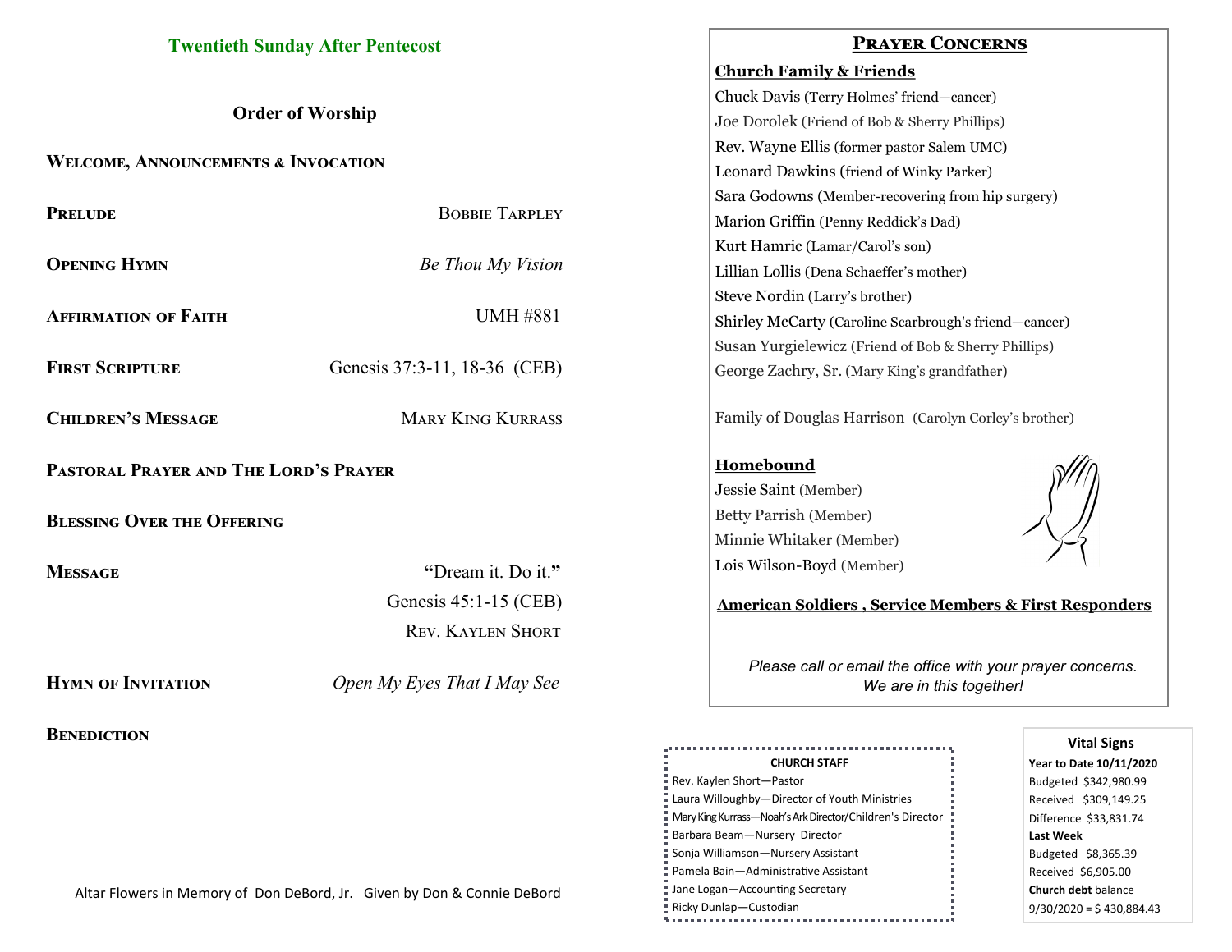## Twentieth Sunday After Pentecost

### Order of Worship

**Welcome, Announcements & Invocation**

**Prelude** — Bobbie Tarpley

**Opening Hymn** — *Be Thou My Vision*

**Affirmation of Faith** — UMH #881

**First Scripture** — Genesis 37:3-11, 18-36 (CEB)

**Children's Message** — Mary King Kurrass

**Pastoral Prayer and The Lord's Prayer**

**Blessing Over the Offering**

**Message** — "Dream it. Do it."
Genesis 45:1-15 (CEB)
Rev. Kaylen Short

**Hymn of Invitation** — *Open My Eyes That I May See*

**Benediction**

Altar Flowers in Memory of Don DeBord, Jr. Given by Don & Connie DeBord

## Prayer Concerns

**Church Family & Friends**

Chuck Davis (Terry Holmes' friend—cancer)
Joe Dorolek (Friend of Bob & Sherry Phillips)
Rev. Wayne Ellis (former pastor Salem UMC)
Leonard Dawkins (friend of Winky Parker)
Sara Godowns (Member-recovering from hip surgery)
Marion Griffin (Penny Reddick's Dad)
Kurt Hamric (Lamar/Carol's son)
Lillian Lollis (Dena Schaeffer's mother)
Steve Nordin (Larry's brother)
Shirley McCarty (Caroline Scarbrough's friend—cancer)
Susan Yurgielewicz (Friend of Bob & Sherry Phillips)
George Zachry, Sr. (Mary King's grandfather)

Family of Douglas Harrison (Carolyn Corley's brother)

**Homebound**

Jessie Saint (Member)
Betty Parrish (Member)
Minnie Whitaker (Member)
Lois Wilson-Boyd (Member)

**American Soldiers , Service Members & First Responders**

*Please call or email the office with your prayer concerns.*
*We are in this together!*

**CHURCH STAFF**

Rev. Kaylen Short—Pastor
Laura Willoughby—Director of Youth Ministries
Mary King Kurrass—Noah's Ark Director/Children's Director
Barbara Beam—Nursery Director
Sonja Williamson—Nursery Assistant
Pamela Bain—Administrative Assistant
Jane Logan—Accounting Secretary
Ricky Dunlap—Custodian

**Vital Signs**

**Year to Date 10/11/2020**
Budgeted $342,980.99
Received $309,149.25
Difference $33,831.74
**Last Week**
Budgeted $8,365.39
Received $6,905.00
**Church debt** balance
9/30/2020 = $ 430,884.43